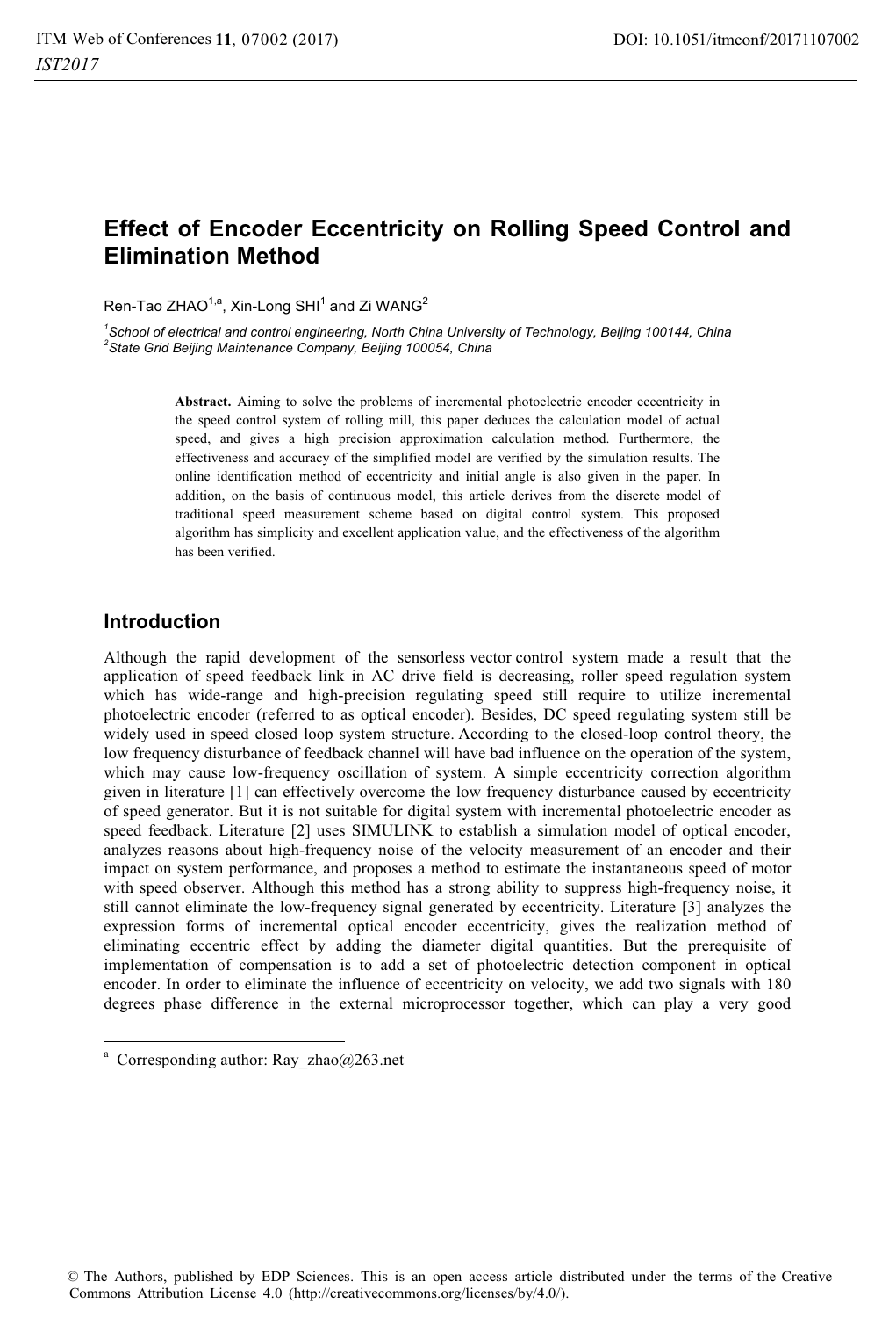# Effect of Encoder Eccentricity on Rolling Speed Control and Elimination Method

Ren-Tao ZHAO[1,a], Xin-Long SHI[1] and Zi WANG[2]

[1]*School of electrical and control engineering, North China University of Technology, Beijing 100144, China*
[2]*State Grid Beijing Maintenance Company, Beijing 100054, China*

**Abstract.** Aiming to solve the problems of incremental photoelectric encoder eccentricity in the speed control system of rolling mill, this paper deduces the calculation model of actual speed, and gives a high precision approximation calculation method. Furthermore, the effectiveness and accuracy of the simplified model are verified by the simulation results. The online identification method of eccentricity and initial angle is also given in the paper. In addition, on the basis of continuous model, this article derives from the discrete model of traditional speed measurement scheme based on digital control system. This proposed algorithm has simplicity and excellent application value, and the effectiveness of the algorithm has been verified.

## Introduction

Although the rapid development of the sensorless vector control system made a result that the application of speed feedback link in AC drive field is decreasing, roller speed regulation system which has wide-range and high-precision regulating speed still require to utilize incremental photoelectric encoder (referred to as optical encoder). Besides, DC speed regulating system still be widely used in speed closed loop system structure. According to the closed-loop control theory, the low frequency disturbance of feedback channel will have bad influence on the operation of the system, which may cause low-frequency oscillation of system. A simple eccentricity correction algorithm given in literature [1] can effectively overcome the low frequency disturbance caused by eccentricity of speed generator. But it is not suitable for digital system with incremental photoelectric encoder as speed feedback. Literature [2] uses SIMULINK to establish a simulation model of optical encoder, analyzes reasons about high-frequency noise of the velocity measurement of an encoder and their impact on system performance, and proposes a method to estimate the instantaneous speed of motor with speed observer. Although this method has a strong ability to suppress high-frequency noise, it still cannot eliminate the low-frequency signal generated by eccentricity. Literature [3] analyzes the expression forms of incremental optical encoder eccentricity, gives the realization method of eliminating eccentric effect by adding the diameter digital quantities. But the prerequisite of implementation of compensation is to add a set of photoelectric detection component in optical encoder. In order to eliminate the influence of eccentricity on velocity, we add two signals with 180 degrees phase difference in the external microprocessor together, which can play a very good

[a] Corresponding author: Ray_zhao@263.net

© The Authors, published by EDP Sciences. This is an open access article distributed under the terms of the Creative Commons Attribution License 4.0 (http://creativecommons.org/licenses/by/4.0/).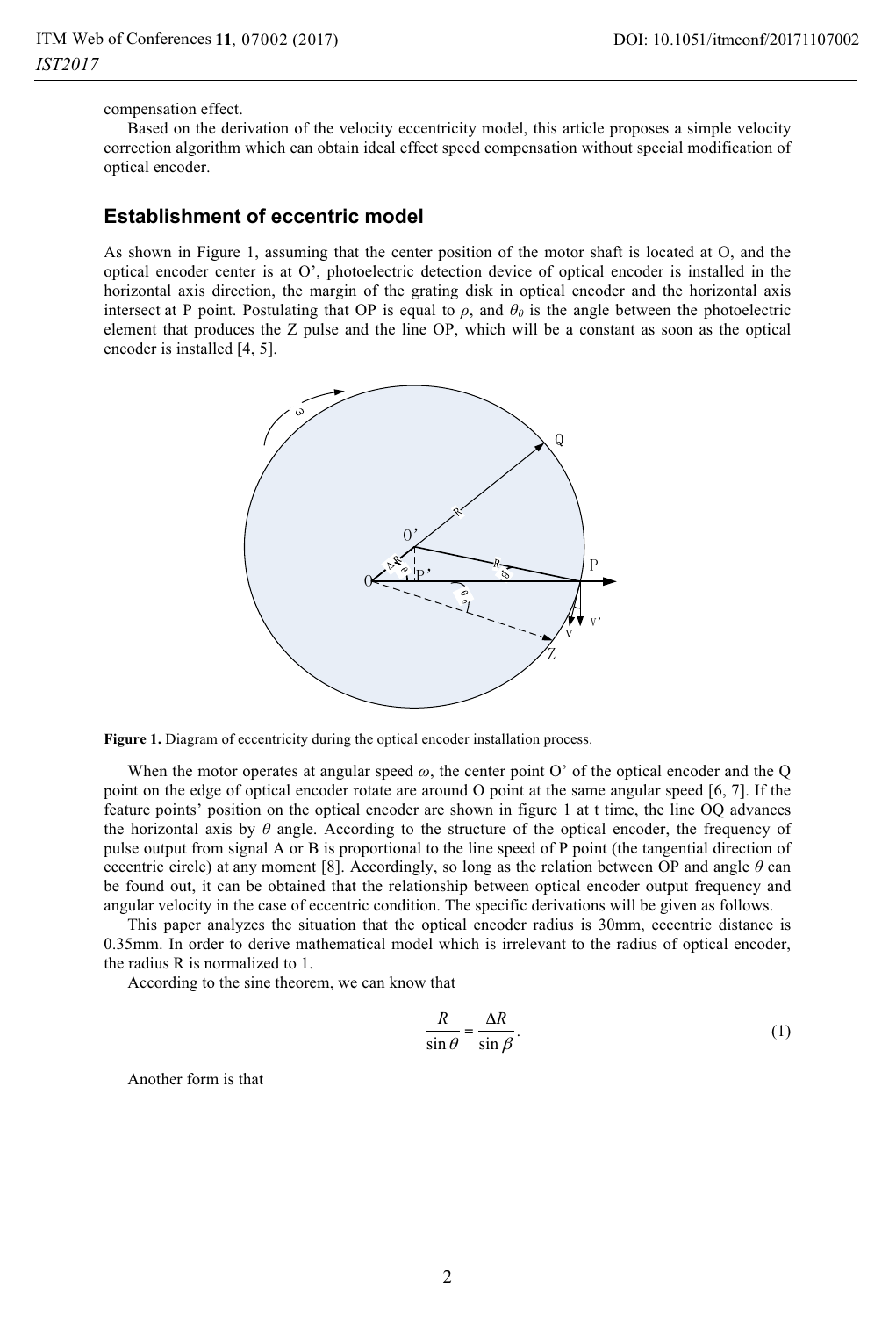compensation effect.

Based on the derivation of the velocity eccentricity model, this article proposes a simple velocity correction algorithm which can obtain ideal effect speed compensation without special modification of optical encoder.

## Establishment of eccentric model

As shown in Figure 1, assuming that the center position of the motor shaft is located at O, and the optical encoder center is at O', photoelectric detection device of optical encoder is installed in the horizontal axis direction, the margin of the grating disk in optical encoder and the horizontal axis intersect at P point. Postulating that OP is equal to $\rho$, and $\theta_0$ is the angle between the photoelectric element that produces the Z pulse and the line OP, which will be a constant as soon as the optical encoder is installed [4, 5].

**Figure 1.** Diagram of eccentricity during the optical encoder installation process.

When the motor operates at angular speed $\omega$, the center point O' of the optical encoder and the Q point on the edge of optical encoder rotate are around O point at the same angular speed [6, 7]. If the feature points' position on the optical encoder are shown in figure 1 at t time, the line OQ advances the horizontal axis by $\theta$ angle. According to the structure of the optical encoder, the frequency of pulse output from signal A or B is proportional to the line speed of P point (the tangential direction of eccentric circle) at any moment [8]. Accordingly, so long as the relation between OP and angle $\theta$ can be found out, it can be obtained that the relationship between optical encoder output frequency and angular velocity in the case of eccentric condition. The specific derivations will be given as follows.

This paper analyzes the situation that the optical encoder radius is 30mm, eccentric distance is 0.35mm. In order to derive mathematical model which is irrelevant to the radius of optical encoder, the radius R is normalized to 1.

According to the sine theorem, we can know that

$$\frac{R}{\sin\theta} = \frac{\Delta R}{\sin\beta}. \tag{1}$$

Another form is that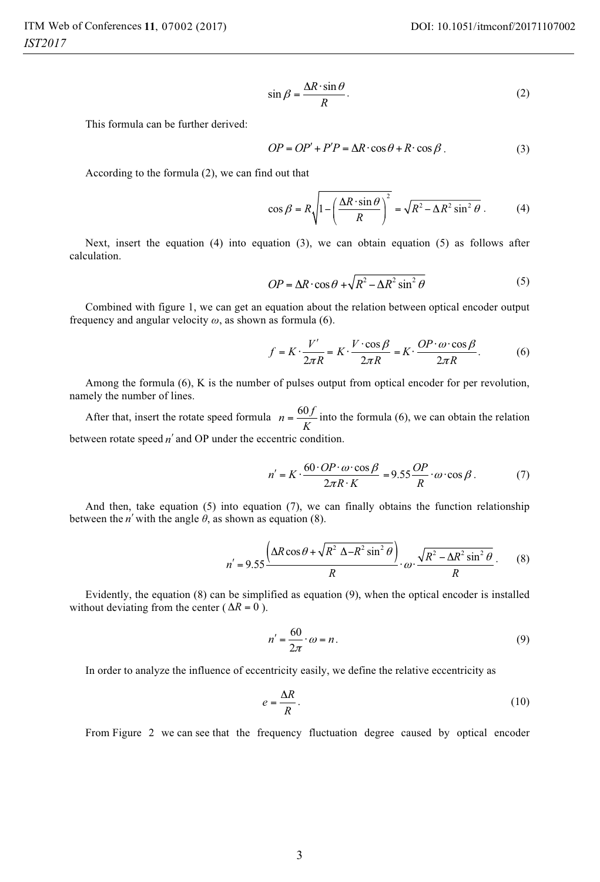$$\sin\beta = \frac{\Delta R \cdot \sin\theta}{R}. \tag{2}$$

This formula can be further derived:

$$OP = OP' + P'P = \Delta R \cdot \cos\theta + R \cdot \cos\beta. \tag{3}$$

According to the formula (2), we can find out that

$$\cos\beta = R\sqrt{1 - \left(\frac{\Delta R \cdot \sin\theta}{R}\right)^2} = \sqrt{R^2 - \Delta R^2 \sin^2\theta}. \tag{4}$$

Next, insert the equation (4) into equation (3), we can obtain equation (5) as follows after calculation.

$$OP = \Delta R \cdot \cos\theta + \sqrt{R^2 - \Delta R^2 \sin^2\theta} \tag{5}$$

Combined with figure 1, we can get an equation about the relation between optical encoder output frequency and angular velocity $\omega$, as shown as formula (6).

$$f = K \cdot \frac{V'}{2\pi R} = K \cdot \frac{V \cdot \cos\beta}{2\pi R} = K \cdot \frac{OP \cdot \omega \cdot \cos\beta}{2\pi R}. \tag{6}$$

Among the formula (6), K is the number of pulses output from optical encoder for per revolution, namely the number of lines.

After that, insert the rotate speed formula $n = \frac{60f}{K}$ into the formula (6), we can obtain the relation between rotate speed $n'$ and OP under the eccentric condition.

$$n' = K \cdot \frac{60 \cdot OP \cdot \omega \cdot \cos\beta}{2\pi R \cdot K} = 9.55 \frac{OP}{R} \cdot \omega \cdot \cos\beta. \tag{7}$$

And then, take equation (5) into equation (7), we can finally obtains the function relationship between the $n'$ with the angle $\theta$, as shown as equation (8).

$$n' = 9.55 \frac{\left(\Delta R \cos\theta + \sqrt{R^2 \ \Delta - R^2 \sin^2\theta}\right)}{R} \cdot \omega \cdot \frac{\sqrt{R^2 - \Delta R^2 \sin^2\theta}}{R}. \tag{8}$$

Evidently, the equation (8) can be simplified as equation (9), when the optical encoder is installed without deviating from the center ( $\Delta R = 0$ ).

$$n' = \frac{60}{2\pi} \cdot \omega = n. \tag{9}$$

In order to analyze the influence of eccentricity easily, we define the relative eccentricity as

$$e = \frac{\Delta R}{R}. \tag{10}$$

From Figure 2 we can see that the frequency fluctuation degree caused by optical encoder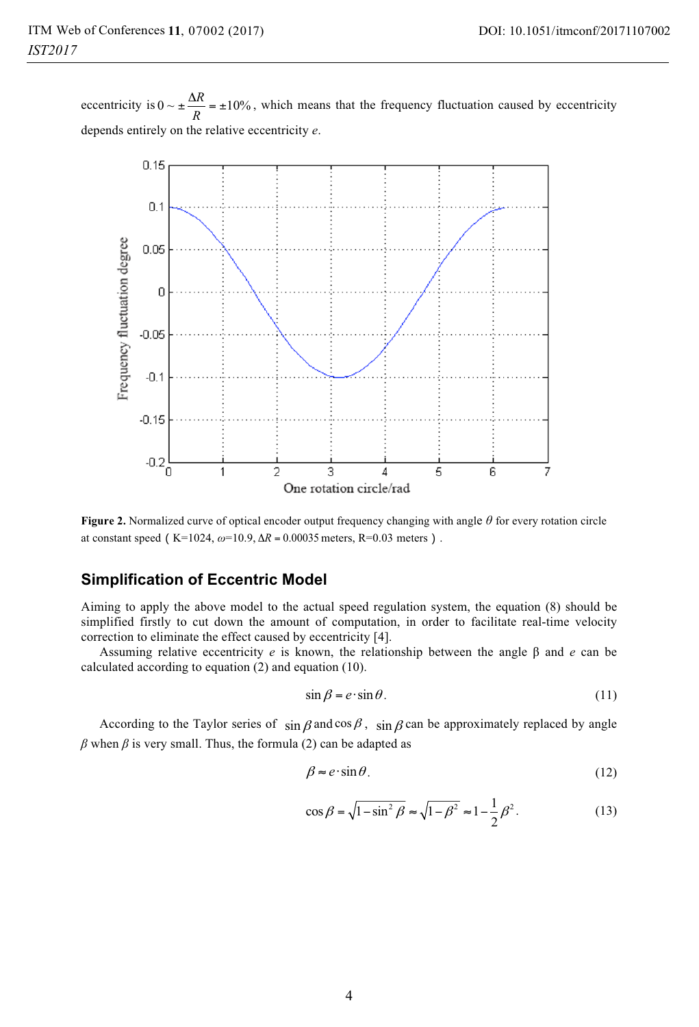eccentricity is $0 \sim \pm\frac{\Delta R}{R} = \pm 10\%$, which means that the frequency fluctuation caused by eccentricity depends entirely on the relative eccentricity $e$.

**Figure 2.** Normalized curve of optical encoder output frequency changing with angle $\theta$ for every rotation circle at constant speed（K=1024, $\omega$=10.9, $\Delta R = 0.00035$ meters, R=0.03 meters）.

## Simplification of Eccentric Model

Aiming to apply the above model to the actual speed regulation system, the equation (8) should be simplified firstly to cut down the amount of computation, in order to facilitate real-time velocity correction to eliminate the effect caused by eccentricity [4].

Assuming relative eccentricity $e$ is known, the relationship between the angle β and $e$ can be calculated according to equation (2) and equation (10).

$$\sin\beta = e \cdot \sin\theta. \tag{11}$$

According to the Taylor series of $\sin\beta$ and $\cos\beta$, $\sin\beta$ can be approximately replaced by angle $\beta$ when $\beta$ is very small. Thus, the formula (2) can be adapted as

$$\beta \approx e \cdot \sin\theta. \tag{12}$$

$$\cos\beta = \sqrt{1-\sin^2\beta} \approx \sqrt{1-\beta^2} \approx 1-\frac{1}{2}\beta^2. \tag{13}$$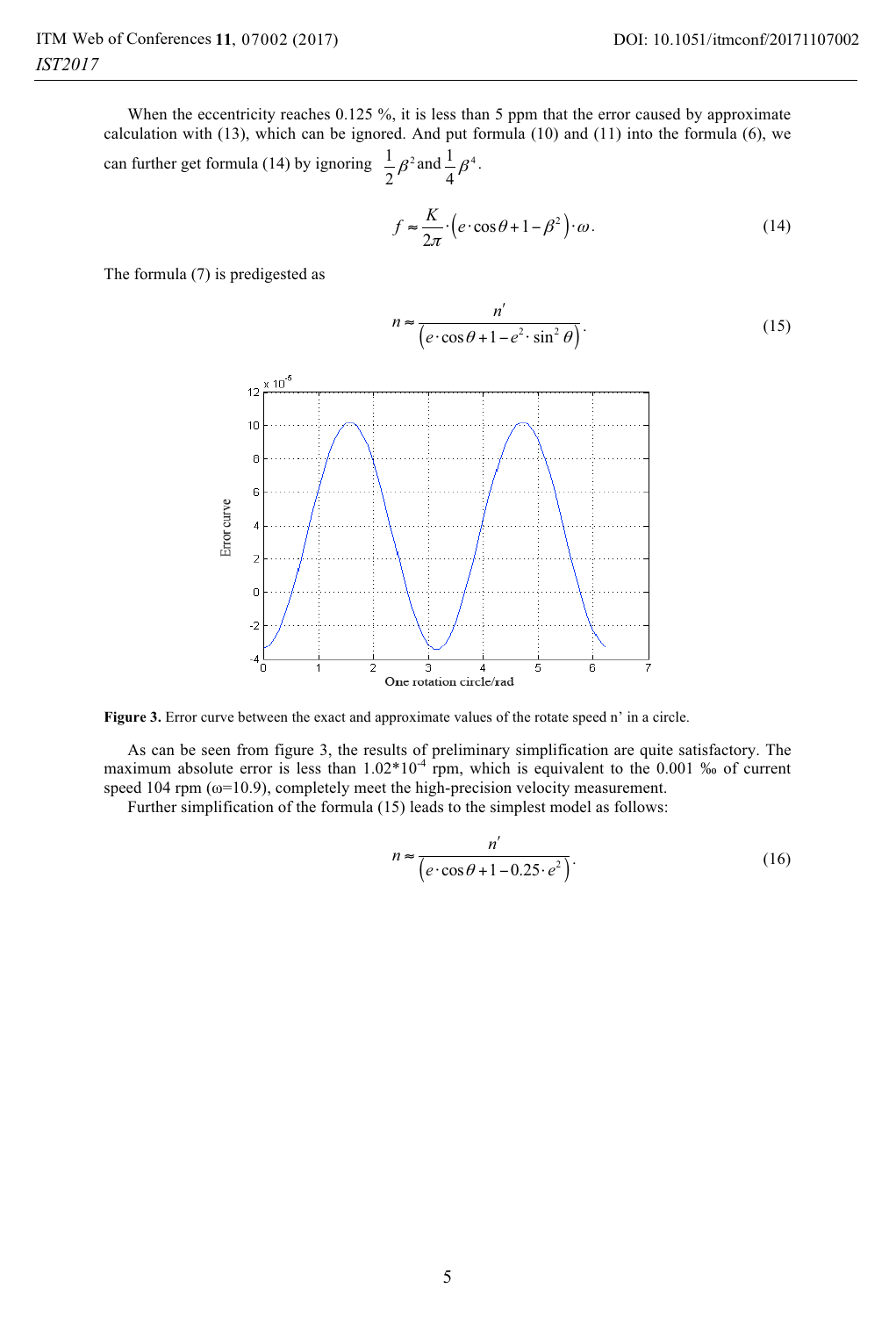When the eccentricity reaches 0.125 %, it is less than 5 ppm that the error caused by approximate calculation with (13), which can be ignored. And put formula (10) and (11) into the formula (6), we can further get formula (14) by ignoring $\frac{1}{2}\beta^2$ and $\frac{1}{4}\beta^4$.

$$f \approx \frac{K}{2\pi} \cdot \left(e \cdot \cos\theta + 1 - \beta^2\right) \cdot \omega. \tag{14}$$

The formula (7) is predigested as

$$n \approx \frac{n'}{\left(e \cdot \cos\theta + 1 - e^2 \cdot \sin^2\theta\right)}. \tag{15}$$

Figure 3. Error curve between the exact and approximate values of the rotate speed n' in a circle.

As can be seen from figure 3, the results of preliminary simplification are quite satisfactory. The maximum absolute error is less than $1.02*10^{-4}$ rpm, which is equivalent to the 0.001 ‰ of current speed 104 rpm ($\omega$=10.9), completely meet the high-precision velocity measurement.

Further simplification of the formula (15) leads to the simplest model as follows:

$$n \approx \frac{n'}{\left(e \cdot \cos\theta + 1 - 0.25 \cdot e^2\right)}. \tag{16}$$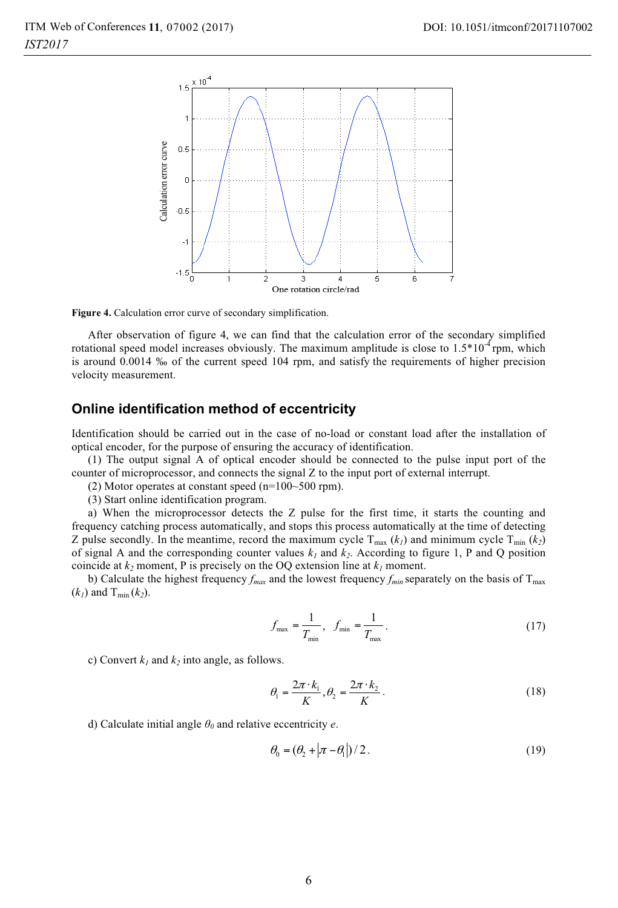Figure 4. Calculation error curve of secondary simplification.

After observation of figure 4, we can find that the calculation error of the secondary simplified rotational speed model increases obviously. The maximum amplitude is close to 1.5*10$^{-4}$ rpm, which is around 0.0014 ‰ of the current speed 104 rpm, and satisfy the requirements of higher precision velocity measurement.

## Online identification method of eccentricity

Identification should be carried out in the case of no-load or constant load after the installation of optical encoder, for the purpose of ensuring the accuracy of identification.

(1) The output signal A of optical encoder should be connected to the pulse input port of the counter of microprocessor, and connects the signal Z to the input port of external interrupt.

(2) Motor operates at constant speed (n=100~500 rpm).

(3) Start online identification program.

a) When the microprocessor detects the Z pulse for the first time, it starts the counting and frequency catching process automatically, and stops this process automatically at the time of detecting Z pulse secondly. In the meantime, record the maximum cycle $T_{max}$ ($k_1$) and minimum cycle $T_{min}$ ($k_2$) of signal A and the corresponding counter values $k_1$ and $k_2$. According to figure 1, P and Q position coincide at $k_2$ moment, P is precisely on the OQ extension line at $k_1$ moment.

b) Calculate the highest frequency $f_{max}$ and the lowest frequency $f_{min}$ separately on the basis of $T_{max}$ ($k_1$) and $T_{min}$ ($k_2$).

$$f_{max} = \frac{1}{T_{min}}, \quad f_{min} = \frac{1}{T_{max}}. \tag{17}$$

c) Convert $k_1$ and $k_2$ into angle, as follows.

$$\theta_1 = \frac{2\pi \cdot k_1}{K}, \theta_2 = \frac{2\pi \cdot k_2}{K}. \tag{18}$$

d) Calculate initial angle $\theta_0$ and relative eccentricity $e$.

$$\theta_0 = (\theta_2 + |\pi - \theta_1|)/2. \tag{19}$$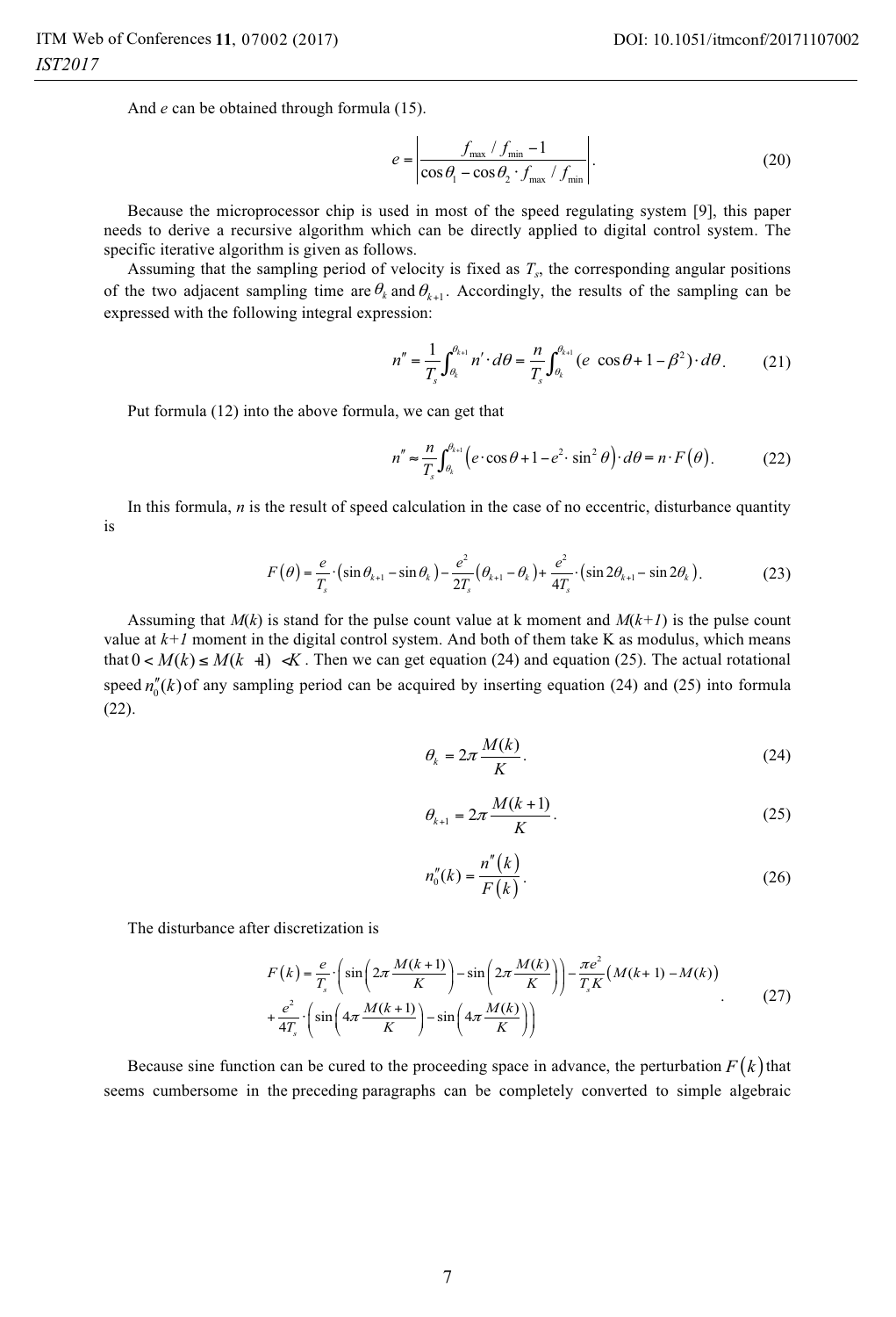And $e$ can be obtained through formula (15).

$$e = \left| \frac{f_{max} / f_{min} - 1}{\cos\theta_1 - \cos\theta_2 \cdot f_{max} / f_{min}} \right|. \tag{20}$$

Because the microprocessor chip is used in most of the speed regulating system [9], this paper needs to derive a recursive algorithm which can be directly applied to digital control system. The specific iterative algorithm is given as follows.

Assuming that the sampling period of velocity is fixed as $T_s$, the corresponding angular positions of the two adjacent sampling time are $\theta_k$ and $\theta_{k+1}$. Accordingly, the results of the sampling can be expressed with the following integral expression:

$$n'' = \frac{1}{T_s} \int_{\theta_k}^{\theta_{k+1}} n' \cdot d\theta = \frac{n}{T_s} \int_{\theta_k}^{\theta_{k+1}} (e \ \cos\theta + 1 - \beta^2) \cdot d\theta. \tag{21}$$

Put formula (12) into the above formula, we can get that

$$n'' \approx \frac{n}{T_s} \int_{\theta_k}^{\theta_{k+1}} \left( e \cdot \cos\theta + 1 - e^2 \cdot \sin^2\theta \right) \cdot d\theta = n \cdot F(\theta). \tag{22}$$

In this formula, $n$ is the result of speed calculation in the case of no eccentric, disturbance quantity is

$$F(\theta) = \frac{e}{T_s} \cdot \left( \sin\theta_{k+1} - \sin\theta_k \right) - \frac{e^2}{2T_s} \left( \theta_{k+1} - \theta_k \right) + \frac{e^2}{4T_s} \cdot \left( \sin 2\theta_{k+1} - \sin 2\theta_k \right). \tag{23}$$

Assuming that $M(k)$ is stand for the pulse count value at k moment and $M(k+1)$ is the pulse count value at $k+1$ moment in the digital control system. And both of them take K as modulus, which means that $0 < M(k) \le M(k+1) < K$. Then we can get equation (24) and equation (25). The actual rotational speed $n_0''(k)$ of any sampling period can be acquired by inserting equation (24) and (25) into formula (22).

$$\theta_k = 2\pi \frac{M(k)}{K}. \tag{24}$$

$$\theta_{k+1} = 2\pi \frac{M(k+1)}{K}. \tag{25}$$

$$n_0''(k) = \frac{n''(k)}{F(k)}. \tag{26}$$

The disturbance after discretization is

$$\begin{aligned} F(k) = &\frac{e}{T_s} \cdot \left( \sin\left( 2\pi \frac{M(k+1)}{K} \right) - \sin\left( 2\pi \frac{M(k)}{K} \right) \right) - \frac{\pi e^2}{T_s K} \left( M(k+1) - M(k) \right) \\ &+ \frac{e^2}{4T_s} \cdot \left( \sin\left( 4\pi \frac{M(k+1)}{K} \right) - \sin\left( 4\pi \frac{M(k)}{K} \right) \right) \end{aligned}. \tag{27}$$

Because sine function can be cured to the proceeding space in advance, the perturbation $F(k)$ that seems cumbersome in the preceding paragraphs can be completely converted to simple algebraic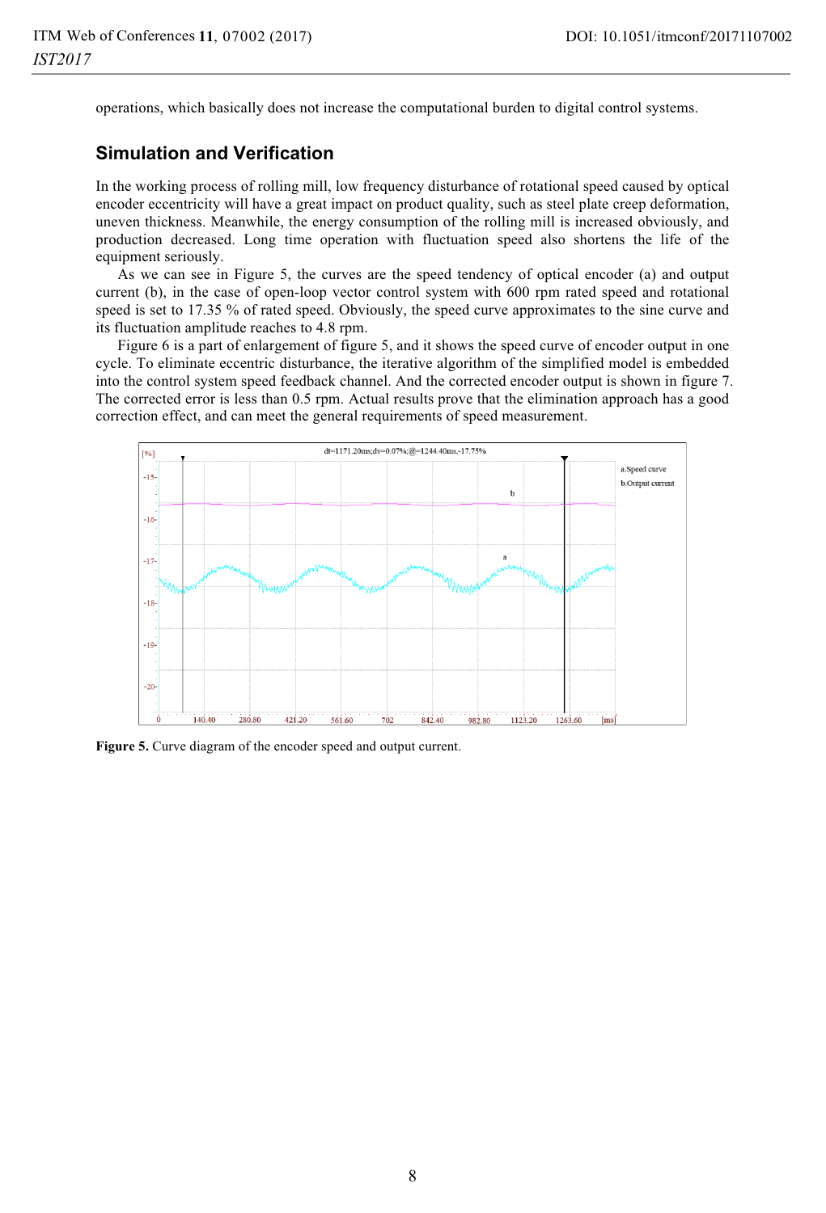operations, which basically does not increase the computational burden to digital control systems.

## Simulation and Verification

In the working process of rolling mill, low frequency disturbance of rotational speed caused by optical encoder eccentricity will have a great impact on product quality, such as steel plate creep deformation, uneven thickness. Meanwhile, the energy consumption of the rolling mill is increased obviously, and production decreased. Long time operation with fluctuation speed also shortens the life of the equipment seriously.

As we can see in Figure 5, the curves are the speed tendency of optical encoder (a) and output current (b), in the case of open-loop vector control system with 600 rpm rated speed and rotational speed is set to 17.35 % of rated speed. Obviously, the speed curve approximates to the sine curve and its fluctuation amplitude reaches to 4.8 rpm.

Figure 6 is a part of enlargement of figure 5, and it shows the speed curve of encoder output in one cycle. To eliminate eccentric disturbance, the iterative algorithm of the simplified model is embedded into the control system speed feedback channel. And the corrected encoder output is shown in figure 7. The corrected error is less than 0.5 rpm. Actual results prove that the elimination approach has a good correction effect, and can meet the general requirements of speed measurement.

**Figure 5.** Curve diagram of the encoder speed and output current.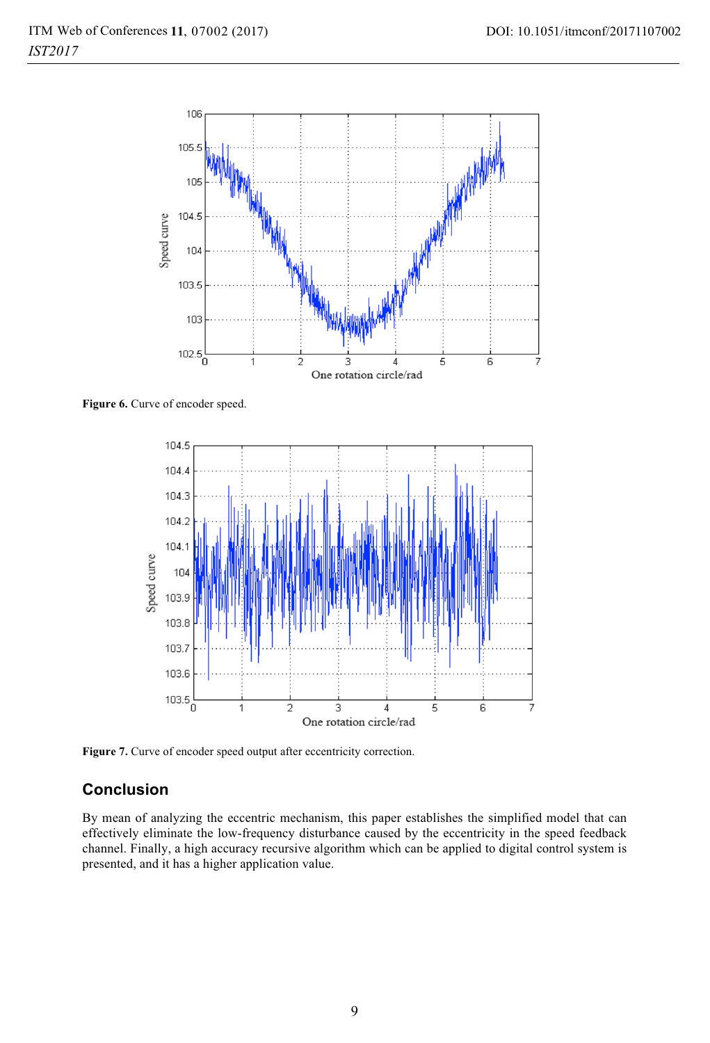Figure 6. Curve of encoder speed.

Figure 7. Curve of encoder speed output after eccentricity correction.

## Conclusion

By mean of analyzing the eccentric mechanism, this paper establishes the simplified model that can effectively eliminate the low-frequency disturbance caused by the eccentricity in the speed feedback channel. Finally, a high accuracy recursive algorithm which can be applied to digital control system is presented, and it has a higher application value.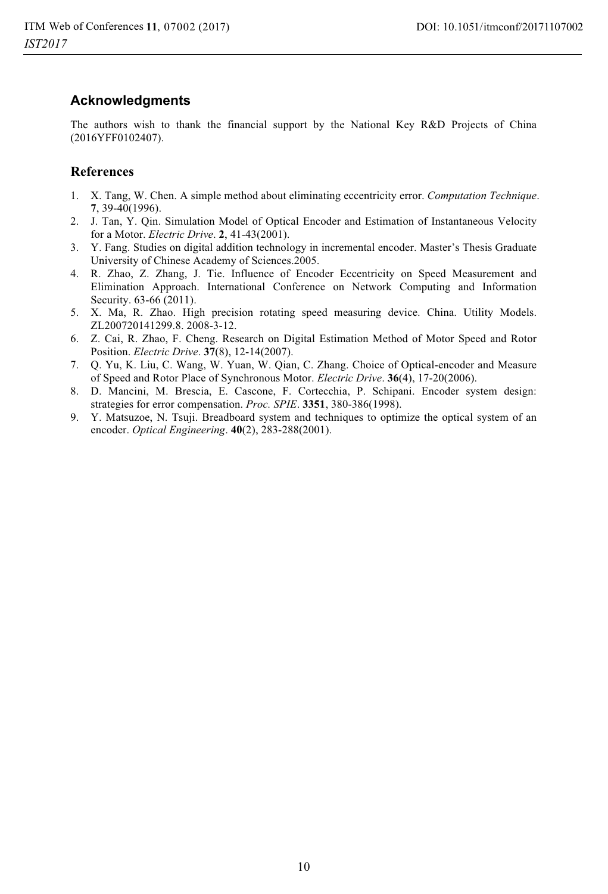## Acknowledgments

The authors wish to thank the financial support by the National Key R&D Projects of China (2016YFF0102407).

## References

1. X. Tang, W. Chen. A simple method about eliminating eccentricity error. *Computation Technique*. **7**, 39-40(1996).
2. J. Tan, Y. Qin. Simulation Model of Optical Encoder and Estimation of Instantaneous Velocity for a Motor. *Electric Drive*. **2**, 41-43(2001).
3. Y. Fang. Studies on digital addition technology in incremental encoder. Master's Thesis Graduate University of Chinese Academy of Sciences.2005.
4. R. Zhao, Z. Zhang, J. Tie. Influence of Encoder Eccentricity on Speed Measurement and Elimination Approach. International Conference on Network Computing and Information Security. 63-66 (2011).
5. X. Ma, R. Zhao. High precision rotating speed measuring device. China. Utility Models. ZL200720141299.8. 2008-3-12.
6. Z. Cai, R. Zhao, F. Cheng. Research on Digital Estimation Method of Motor Speed and Rotor Position. *Electric Drive*. **37**(8), 12-14(2007).
7. Q. Yu, K. Liu, C. Wang, W. Yuan, W. Qian, C. Zhang. Choice of Optical-encoder and Measure of Speed and Rotor Place of Synchronous Motor. *Electric Drive*. **36**(4), 17-20(2006).
8. D. Mancini, M. Brescia, E. Cascone, F. Cortecchia, P. Schipani. Encoder system design: strategies for error compensation. *Proc. SPIE*. **3351**, 380-386(1998).
9. Y. Matsuzoe, N. Tsuji. Breadboard system and techniques to optimize the optical system of an encoder. *Optical Engineering*. **40**(2), 283-288(2001).